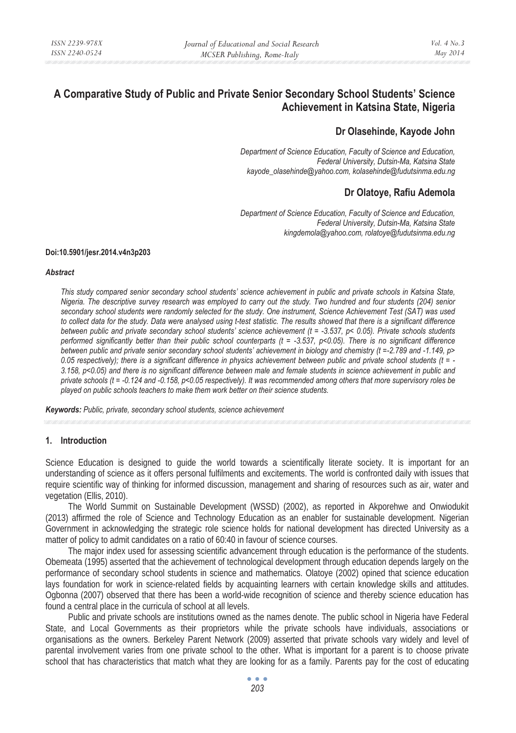# A Comparative Study of Public and Private Senior Secondary School Students' Science Achievement in Katsina State, Nigeria

## Dr Olasehinde, Kayode John

*Department of Science Education, Faculty of Science and Education,*
*Federal University, Dutsin-Ma, Katsina State*
*kayode_olasehinde@yahoo.com, kolasehinde@fudutsinma.edu.ng*

## Dr Olatoye, Rafiu Ademola

*Department of Science Education, Faculty of Science and Education,*
*Federal University, Dutsin-Ma, Katsina State*
*kingdemola@yahoo.com, rolatoye@fudutsinma.edu.ng*

**Doi:10.5901/jesr.2014.v4n3p203**

***Abstract***

*This study compared senior secondary school students' science achievement in public and private schools in Katsina State, Nigeria. The descriptive survey research was employed to carry out the study. Two hundred and four students (204) senior secondary school students were randomly selected for the study. One instrument, Science Achievement Test (SAT) was used to collect data for the study. Data were analysed using t-test statistic. The results showed that there is a significant difference between public and private secondary school students' science achievement ($t = -3.537$, $p < 0.05$). Private schools students performed significantly better than their public school counterparts ($t = -3.537$, $p<0.05$). There is no significant difference between public and private senior secondary school students' achievement in biology and chemistry ($t =-2.789$ and $-1.149$, $p> 0.05$ respectively); there is a significant difference in physics achievement between public and private school students ($t = -3.158$, $p<0.05$) and there is no significant difference between male and female students in science achievement in public and private schools ($t = -0.124$ and $-0.158$, $p<0.05$ respectively). It was recommended among others that more supervisory roles be played on public schools teachers to make them work better on their science students.*

***Keywords:*** *Public, private, secondary school students, science achievement*

## 1. Introduction

Science Education is designed to guide the world towards a scientifically literate society. It is important for an understanding of science as it offers personal fulfilments and excitements. The world is confronted daily with issues that require scientific way of thinking for informed discussion, management and sharing of resources such as air, water and vegetation (Ellis, 2010).

The World Summit on Sustainable Development (WSSD) (2002), as reported in Akporehwe and Onwiodukit (2013) affirmed the role of Science and Technology Education as an enabler for sustainable development. Nigerian Government in acknowledging the strategic role science holds for national development has directed University as a matter of policy to admit candidates on a ratio of 60:40 in favour of science courses.

The major index used for assessing scientific advancement through education is the performance of the students. Obemeata (1995) asserted that the achievement of technological development through education depends largely on the performance of secondary school students in science and mathematics. Olatoye (2002) opined that science education lays foundation for work in science-related fields by acquainting learners with certain knowledge skills and attitudes. Ogbonna (2007) observed that there has been a world-wide recognition of science and thereby science education has found a central place in the curricula of school at all levels.

Public and private schools are institutions owned as the names denote. The public school in Nigeria have Federal State, and Local Governments as their proprietors while the private schools have individuals, associations or organisations as the owners. Berkeley Parent Network (2009) asserted that private schools vary widely and level of parental involvement varies from one private school to the other. What is important for a parent is to choose private school that has characteristics that match what they are looking for as a family. Parents pay for the cost of educating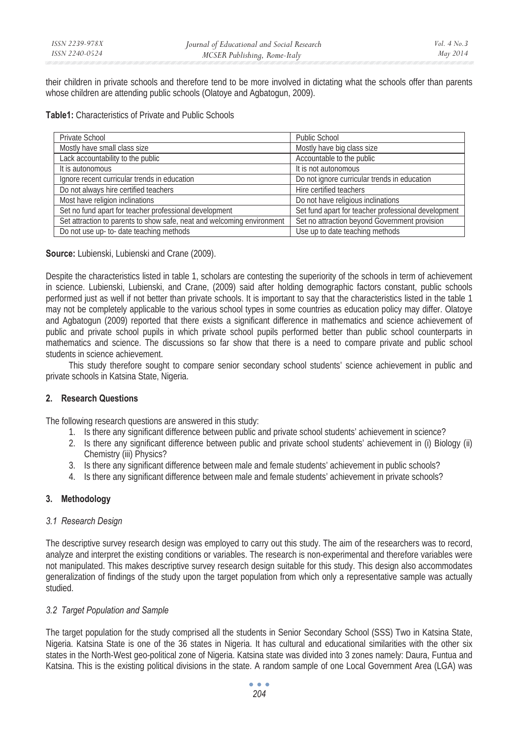their children in private schools and therefore tend to be more involved in dictating what the schools offer than parents whose children are attending public schools (Olatoye and Agbatogun, 2009).

**Table1:** Characteristics of Private and Public Schools

| Private School | Public School |
|---|---|
| Mostly have small class size | Mostly have big class size |
| Lack accountability to the public | Accountable to the public |
| It is autonomous | It is not autonomous |
| Ignore recent curricular trends in education | Do not ignore curricular trends in education |
| Do not always hire certified teachers | Hire certified teachers |
| Most have religion inclinations | Do not have religious inclinations |
| Set no fund apart for teacher professional development | Set fund apart for teacher professional development |
| Set attraction to parents to show safe, neat and welcoming environment | Set no attraction beyond Government provision |
| Do not use up- to- date teaching methods | Use up to date teaching methods |

**Source:** Lubienski, Lubienski and Crane (2009).

Despite the characteristics listed in table 1, scholars are contesting the superiority of the schools in term of achievement in science. Lubienski, Lubienski, and Crane, (2009) said after holding demographic factors constant, public schools performed just as well if not better than private schools. It is important to say that the characteristics listed in the table 1 may not be completely applicable to the various school types in some countries as education policy may differ. Olatoye and Agbatogun (2009) reported that there exists a significant difference in mathematics and science achievement of public and private school pupils in which private school pupils performed better than public school counterparts in mathematics and science. The discussions so far show that there is a need to compare private and public school students in science achievement.

This study therefore sought to compare senior secondary school students' science achievement in public and private schools in Katsina State, Nigeria.

## 2. Research Questions

The following research questions are answered in this study:

1. Is there any significant difference between public and private school students' achievement in science?
2. Is there any significant difference between public and private school students' achievement in (i) Biology (ii) Chemistry (iii) Physics?
3. Is there any significant difference between male and female students' achievement in public schools?
4. Is there any significant difference between male and female students' achievement in private schools?

## 3. Methodology

### *3.1 Research Design*

The descriptive survey research design was employed to carry out this study. The aim of the researchers was to record, analyze and interpret the existing conditions or variables. The research is non-experimental and therefore variables were not manipulated. This makes descriptive survey research design suitable for this study. This design also accommodates generalization of findings of the study upon the target population from which only a representative sample was actually studied.

### *3.2 Target Population and Sample*

The target population for the study comprised all the students in Senior Secondary School (SSS) Two in Katsina State, Nigeria. Katsina State is one of the 36 states in Nigeria. It has cultural and educational similarities with the other six states in the North-West geo-political zone of Nigeria. Katsina state was divided into 3 zones namely: Daura, Funtua and Katsina. This is the existing political divisions in the state. A random sample of one Local Government Area (LGA) was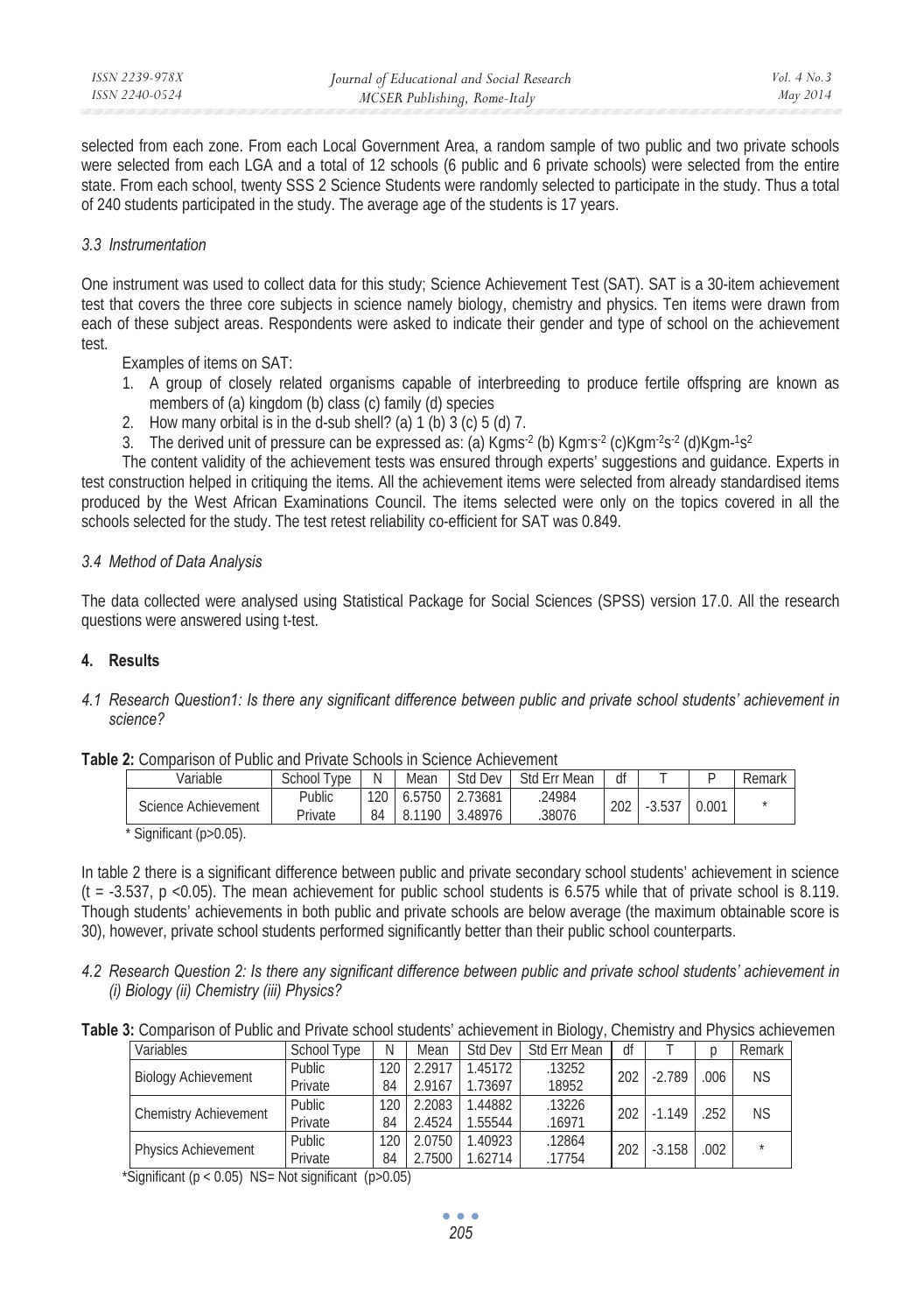selected from each zone. From each Local Government Area, a random sample of two public and two private schools were selected from each LGA and a total of 12 schools (6 public and 6 private schools) were selected from the entire state. From each school, twenty SSS 2 Science Students were randomly selected to participate in the study. Thus a total of 240 students participated in the study. The average age of the students is 17 years.

### *3.3 Instrumentation*

One instrument was used to collect data for this study; Science Achievement Test (SAT). SAT is a 30-item achievement test that covers the three core subjects in science namely biology, chemistry and physics. Ten items were drawn from each of these subject areas. Respondents were asked to indicate their gender and type of school on the achievement test.

Examples of items on SAT:

1. A group of closely related organisms capable of interbreeding to produce fertile offspring are known as members of (a) kingdom (b) class (c) family (d) species
2. How many orbital is in the d-sub shell? (a) 1 (b) 3 (c) 5 (d) 7.
3. The derived unit of pressure can be expressed as: (a) $Kgms^{-2}$ (b) $Kgm s^{-2}$ (c)$Kgm^{-2}s^{-2}$ (d)$Kgm^{-1}s^{2}$

The content validity of the achievement tests was ensured through experts' suggestions and guidance. Experts in test construction helped in critiquing the items. All the achievement items were selected from already standardised items produced by the West African Examinations Council. The items selected were only on the topics covered in all the schools selected for the study. The test retest reliability co-efficient for SAT was 0.849.

### *3.4 Method of Data Analysis*

The data collected were analysed using Statistical Package for Social Sciences (SPSS) version 17.0. All the research questions were answered using t-test.

## 4. Results

### *4.1 Research Question1: Is there any significant difference between public and private school students' achievement in science?*

**Table 2:** Comparison of Public and Private Schools in Science Achievement

| Variable | School Type | N | Mean | Std Dev | Std Err Mean | df | T | P | Remark |
|---|---|---|---|---|---|---|---|---|---|
| Science Achievement | Public | 120 | 6.5750 | 2.73681 | .24984 | 202 | -3.537 | 0.001 | * |
| | Private | 84 | 8.1190 | 3.48976 | .38076 | | | | |

\* Significant ($p>0.05$).

In table 2 there is a significant difference between public and private secondary school students' achievement in science ($t = -3.537$, $p <0.05$). The mean achievement for public school students is 6.575 while that of private school is 8.119. Though students' achievements in both public and private schools are below average (the maximum obtainable score is 30), however, private school students performed significantly better than their public school counterparts.

### *4.2 Research Question 2: Is there any significant difference between public and private school students' achievement in (i) Biology (ii) Chemistry (iii) Physics?*

**Table 3:** Comparison of Public and Private school students' achievement in Biology, Chemistry and Physics achievemen

| Variables | School Type | N | Mean | Std Dev | Std Err Mean | df | T | p | Remark |
|---|---|---|---|---|---|---|---|---|---|
| Biology Achievement | Public | 120 | 2.2917 | 1.45172 | .13252 | 202 | -2.789 | .006 | NS |
| | Private | 84 | 2.9167 | 1.73697 | 18952 | | | | |
| Chemistry Achievement | Public | 120 | 2.2083 | 1.44882 | .13226 | 202 | -1.149 | .252 | NS |
| | Private | 84 | 2.4524 | 1.55544 | .16971 | | | | |
| Physics Achievement | Public | 120 | 2.0750 | 1.40923 | .12864 | 202 | -3.158 | .002 | * |
| | Private | 84 | 2.7500 | 1.62714 | .17754 | | | | |

*Significant ($p < 0.05$) NS= Not significant ($p>0.05$)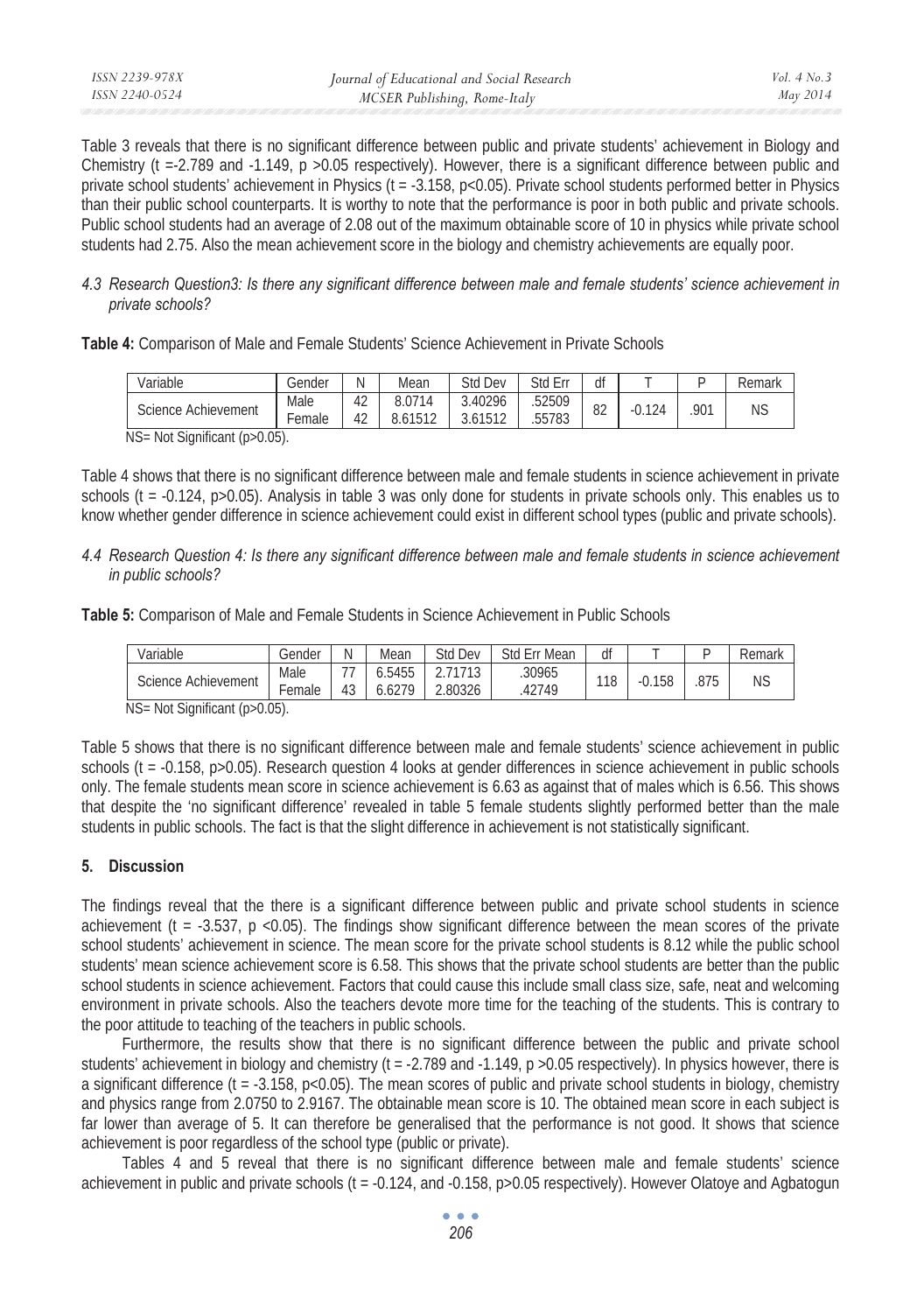Table 3 reveals that there is no significant difference between public and private students' achievement in Biology and Chemistry (t =-2.789 and -1.149, p >0.05 respectively). However, there is a significant difference between public and private school students' achievement in Physics (t = -3.158, p<0.05). Private school students performed better in Physics than their public school counterparts. It is worthy to note that the performance is poor in both public and private schools. Public school students had an average of 2.08 out of the maximum obtainable score of 10 in physics while private school students had 2.75. Also the mean achievement score in the biology and chemistry achievements are equally poor.

### *4.3 Research Question3: Is there any significant difference between male and female students' science achievement in private schools?*

**Table 4:** Comparison of Male and Female Students' Science Achievement in Private Schools

| Variable | Gender | N | Mean | Std Dev | Std Err | df | T | P | Remark |
|---|---|---|---|---|---|---|---|---|---|
| Science Achievement | Male | 42 | 8.0714 | 3.40296 | .52509 | 82 | -0.124 | .901 | NS |
| | Female | 42 | 8.61512 | 3.61512 | .55783 | | | | |

NS= Not Significant (p>0.05).

Table 4 shows that there is no significant difference between male and female students in science achievement in private schools (t = -0.124, p>0.05). Analysis in table 3 was only done for students in private schools only. This enables us to know whether gender difference in science achievement could exist in different school types (public and private schools).

### *4.4 Research Question 4: Is there any significant difference between male and female students in science achievement in public schools?*

**Table 5:** Comparison of Male and Female Students in Science Achievement in Public Schools

| Variable | Gender | N | Mean | Std Dev | Std Err Mean | df | T | P | Remark |
|---|---|---|---|---|---|---|---|---|---|
| Science Achievement | Male | 77 | 6.5455 | 2.71713 | .30965 | 118 | -0.158 | .875 | NS |
| | Female | 43 | 6.6279 | 2.80326 | .42749 | | | | |

NS= Not Significant (p>0.05).

Table 5 shows that there is no significant difference between male and female students' science achievement in public schools (t = -0.158, p>0.05). Research question 4 looks at gender differences in science achievement in public schools only. The female students mean score in science achievement is 6.63 as against that of males which is 6.56. This shows that despite the 'no significant difference' revealed in table 5 female students slightly performed better than the male students in public schools. The fact is that the slight difference in achievement is not statistically significant.

## 5. Discussion

The findings reveal that the there is a significant difference between public and private school students in science achievement (t = -3.537, p <0.05). The findings show significant difference between the mean scores of the private school students' achievement in science. The mean score for the private school students is 8.12 while the public school students' mean science achievement score is 6.58. This shows that the private school students are better than the public school students in science achievement. Factors that could cause this include small class size, safe, neat and welcoming environment in private schools. Also the teachers devote more time for the teaching of the students. This is contrary to the poor attitude to teaching of the teachers in public schools.

Furthermore, the results show that there is no significant difference between the public and private school students' achievement in biology and chemistry (t = -2.789 and -1.149, p >0.05 respectively). In physics however, there is a significant difference (t = -3.158, p<0.05). The mean scores of public and private school students in biology, chemistry and physics range from 2.0750 to 2.9167. The obtainable mean score is 10. The obtained mean score in each subject is far lower than average of 5. It can therefore be generalised that the performance is not good. It shows that science achievement is poor regardless of the school type (public or private).

Tables 4 and 5 reveal that there is no significant difference between male and female students' science achievement in public and private schools (t = -0.124, and -0.158, p>0.05 respectively). However Olatoye and Agbatogun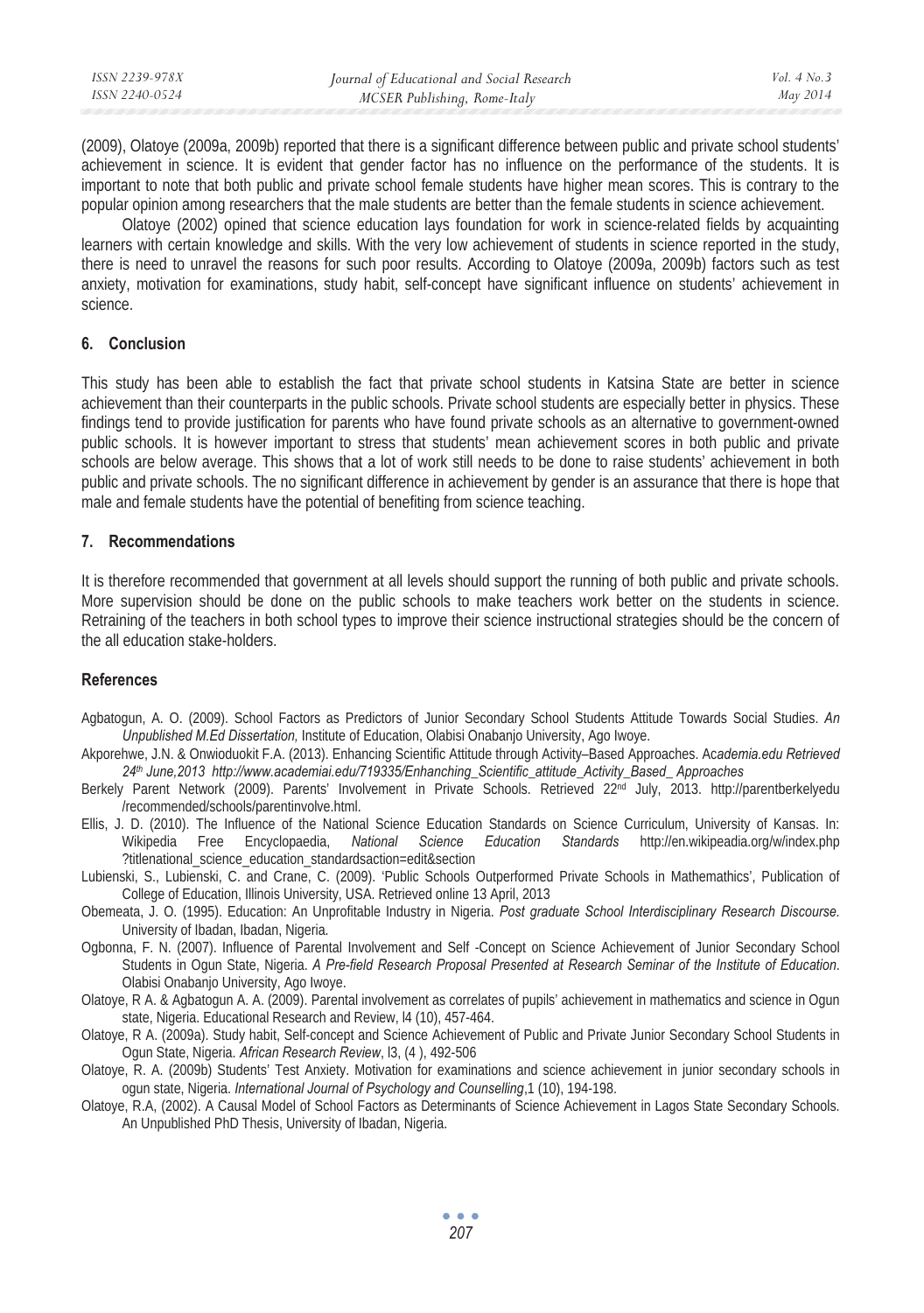(2009), Olatoye (2009a, 2009b) reported that there is a significant difference between public and private school students' achievement in science. It is evident that gender factor has no influence on the performance of the students. It is important to note that both public and private school female students have higher mean scores. This is contrary to the popular opinion among researchers that the male students are better than the female students in science achievement.

Olatoye (2002) opined that science education lays foundation for work in science-related fields by acquainting learners with certain knowledge and skills. With the very low achievement of students in science reported in the study, there is need to unravel the reasons for such poor results. According to Olatoye (2009a, 2009b) factors such as test anxiety, motivation for examinations, study habit, self-concept have significant influence on students' achievement in science.

## 6. Conclusion

This study has been able to establish the fact that private school students in Katsina State are better in science achievement than their counterparts in the public schools. Private school students are especially better in physics. These findings tend to provide justification for parents who have found private schools as an alternative to government-owned public schools. It is however important to stress that students' mean achievement scores in both public and private schools are below average. This shows that a lot of work still needs to be done to raise students' achievement in both public and private schools. The no significant difference in achievement by gender is an assurance that there is hope that male and female students have the potential of benefiting from science teaching.

## 7. Recommendations

It is therefore recommended that government at all levels should support the running of both public and private schools. More supervision should be done on the public schools to make teachers work better on the students in science. Retraining of the teachers in both school types to improve their science instructional strategies should be the concern of the all education stake-holders.

## References

Agbatogun, A. O. (2009). School Factors as Predictors of Junior Secondary School Students Attitude Towards Social Studies. *An Unpublished M.Ed Dissertation,* Institute of Education, Olabisi Onabanjo University, Ago Iwoye.

Akporehwe, J.N. & Onwioduokit F.A. (2013). Enhancing Scientific Attitude through Activity–Based Approaches. Ac*ademia.edu Retrieved 24th June,2013 http://www.academiai.edu/719335/Enhanching_Scientific_attitude_Activity_Based_ Approaches*

Berkely Parent Network (2009). Parents' Involvement in Private Schools. Retrieved 22nd July, 2013. http://parentberkelyedu /recommended/schools/parentinvolve.html.

Ellis, J. D. (2010). The Influence of the National Science Education Standards on Science Curriculum, University of Kansas. In: Wikipedia Free Encyclopaedia, *National Science Education Standards* http://en.wikipeadia.org/w/index.php ?titlenational_science_education_standardsaction=edit&section

Lubienski, S., Lubienski, C. and Crane, C. (2009). 'Public Schools Outperformed Private Schools in Mathemathics', Publication of College of Education, Illinois University, USA. Retrieved online 13 April, 2013

Obemeata, J. O. (1995). Education: An Unprofitable Industry in Nigeria. *Post graduate School Interdisciplinary Research Discourse.* University of Ibadan, Ibadan, Nigeria.

Ogbonna, F. N. (2007). Influence of Parental Involvement and Self -Concept on Science Achievement of Junior Secondary School Students in Ogun State, Nigeria. *A Pre-field Research Proposal Presented at Research Seminar of the Institute of Education*. Olabisi Onabanjo University, Ago Iwoye.

Olatoye, R A. & Agbatogun A. A. (2009). Parental involvement as correlates of pupils' achievement in mathematics and science in Ogun state, Nigeria. Educational Research and Review, l4 (10), 457-464.

Olatoye, R A. (2009a). Study habit, Self-concept and Science Achievement of Public and Private Junior Secondary School Students in Ogun State, Nigeria. *African Research Review*, l3, (4 ), 492-506

Olatoye, R. A. (2009b) Students' Test Anxiety. Motivation for examinations and science achievement in junior secondary schools in ogun state, Nigeria. *International Journal of Psychology and Counselling*,1 (10), 194-198.

Olatoye, R.A, (2002). A Causal Model of School Factors as Determinants of Science Achievement in Lagos State Secondary Schools. An Unpublished PhD Thesis, University of Ibadan, Nigeria.